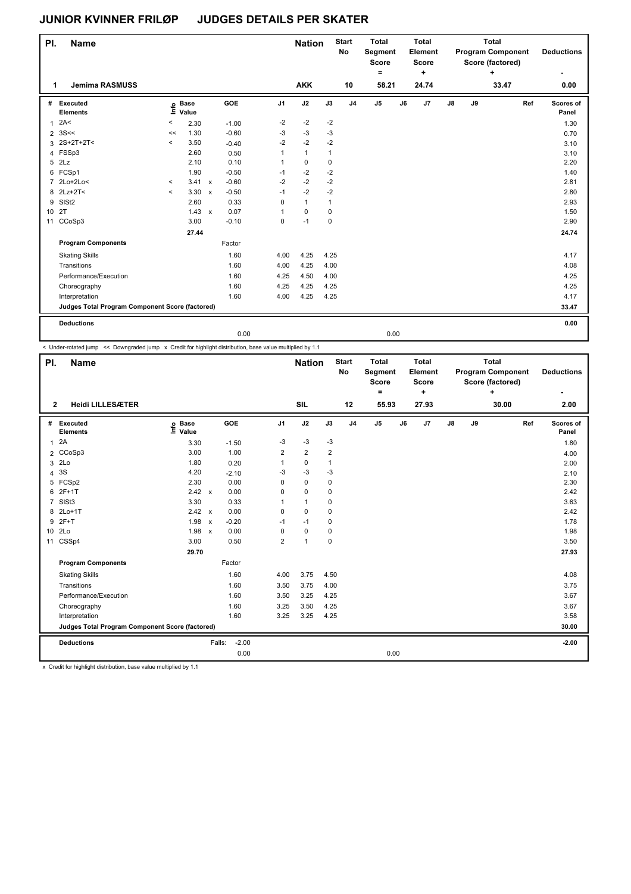# JUNIOR KVINNER FRILØP JUDGES DETAILS PER SKATER

| Pl. | Name | Nation | Start No | Total Segment Score = | Total Element Score + | Total Program Component Score (factored) + | Deductions - |
|---|---|---|---|---|---|---|---|
| 1 | Jemima RASMUSS | AKK | 10 | 58.21 | 24.74 | 33.47 | 0.00 |

| # | Executed Elements | Info | Base Value | | GOE | J1 | J2 | J3 | J4 | J5 | J6 | J7 | J8 | J9 | Ref | Scores of Panel |
|---|---|---|---|---|---|---|---|---|---|---|---|---|---|---|---|---|
| 1 | 2A< | < | 2.30 | | -1.00 | -2 | -2 | -2 | | | | | | | | 1.30 |
| 2 | 3S<< | << | 1.30 | | -0.60 | -3 | -3 | -3 | | | | | | | | 0.70 |
| 3 | 2S+2T+2T< | < | 3.50 | | -0.40 | -2 | -2 | -2 | | | | | | | | 3.10 |
| 4 | FSSp3 | | 2.60 | | 0.50 | 1 | 1 | 1 | | | | | | | | 3.10 |
| 5 | 2Lz | | 2.10 | | 0.10 | 1 | 0 | 0 | | | | | | | | 2.20 |
| 6 | FCSp1 | | 1.90 | | -0.50 | -1 | -2 | -2 | | | | | | | | 1.40 |
| 7 | 2Lo+2Lo< | < | 3.41 | x | -0.60 | -2 | -2 | -2 | | | | | | | | 2.81 |
| 8 | 2Lz+2T< | < | 3.30 | x | -0.50 | -1 | -2 | -2 | | | | | | | | 2.80 |
| 9 | SlSt2 | | 2.60 | | 0.33 | 0 | 1 | 1 | | | | | | | | 2.93 |
| 10 | 2T | | 1.43 | x | 0.07 | 1 | 0 | 0 | | | | | | | | 1.50 |
| 11 | CCoSp3 | | 3.00 | | -0.10 | 0 | -1 | 0 | | | | | | | | 2.90 |
| | | | 27.44 | | | | | | | | | | | | | 24.74 |
| | **Program Components** | | | | Factor | | | | | | | | | | | |
| | Skating Skills | | | | 1.60 | 4.00 | 4.25 | 4.25 | | | | | | | | 4.17 |
| | Transitions | | | | 1.60 | 4.00 | 4.25 | 4.00 | | | | | | | | 4.08 |
| | Performance/Execution | | | | 1.60 | 4.25 | 4.50 | 4.00 | | | | | | | | 4.25 |
| | Choreography | | | | 1.60 | 4.25 | 4.25 | 4.25 | | | | | | | | 4.25 |
| | Interpretation | | | | 1.60 | 4.00 | 4.25 | 4.25 | | | | | | | | 4.17 |
| | **Judges Total Program Component Score (factored)** | | | | | | | | | | | | | | | 33.47 |
| | **Deductions** | | | | | | | | | | | | | | | 0.00 |
| | | | | | 0.00 | | | | | 0.00 | | | | | | |

< Under-rotated jump << Downgraded jump x Credit for highlight distribution, base value multiplied by 1.1

| Pl. | Name | Nation | Start No | Total Segment Score = | Total Element Score + | Total Program Component Score (factored) + | Deductions - |
|---|---|---|---|---|---|---|---|
| 2 | Heidi LILLESÆTER | SIL | 12 | 55.93 | 27.93 | 30.00 | 2.00 |

| # | Executed Elements | Info | Base Value | | GOE | J1 | J2 | J3 | J4 | J5 | J6 | J7 | J8 | J9 | Ref | Scores of Panel |
|---|---|---|---|---|---|---|---|---|---|---|---|---|---|---|---|---|
| 1 | 2A | | 3.30 | | -1.50 | -3 | -3 | -3 | | | | | | | | 1.80 |
| 2 | CCoSp3 | | 3.00 | | 1.00 | 2 | 2 | 2 | | | | | | | | 4.00 |
| 3 | 2Lo | | 1.80 | | 0.20 | 1 | 0 | 1 | | | | | | | | 2.00 |
| 4 | 3S | | 4.20 | | -2.10 | -3 | -3 | -3 | | | | | | | | 2.10 |
| 5 | FCSp2 | | 2.30 | | 0.00 | 0 | 0 | 0 | | | | | | | | 2.30 |
| 6 | 2F+1T | | 2.42 | x | 0.00 | 0 | 0 | 0 | | | | | | | | 2.42 |
| 7 | SlSt3 | | 3.30 | | 0.33 | 1 | 1 | 0 | | | | | | | | 3.63 |
| 8 | 2Lo+1T | | 2.42 | x | 0.00 | 0 | 0 | 0 | | | | | | | | 2.42 |
| 9 | 2F+T | | 1.98 | x | -0.20 | -1 | -1 | 0 | | | | | | | | 1.78 |
| 10 | 2Lo | | 1.98 | x | 0.00 | 0 | 0 | 0 | | | | | | | | 1.98 |
| 11 | CSSp4 | | 3.00 | | 0.50 | 2 | 1 | 0 | | | | | | | | 3.50 |
| | | | 29.70 | | | | | | | | | | | | | 27.93 |
| | **Program Components** | | | | Factor | | | | | | | | | | | |
| | Skating Skills | | | | 1.60 | 4.00 | 3.75 | 4.50 | | | | | | | | 4.08 |
| | Transitions | | | | 1.60 | 3.50 | 3.75 | 4.00 | | | | | | | | 3.75 |
| | Performance/Execution | | | | 1.60 | 3.50 | 3.25 | 4.25 | | | | | | | | 3.67 |
| | Choreography | | | | 1.60 | 3.25 | 3.50 | 4.25 | | | | | | | | 3.67 |
| | Interpretation | | | | 1.60 | 3.25 | 3.25 | 4.25 | | | | | | | | 3.58 |
| | **Judges Total Program Component Score (factored)** | | | | | | | | | | | | | | | 30.00 |
| | **Deductions** | | | Falls: | -2.00 | | | | | | | | | | | -2.00 |
| | | | | | 0.00 | | | | | 0.00 | | | | | | |

x Credit for highlight distribution, base value multiplied by 1.1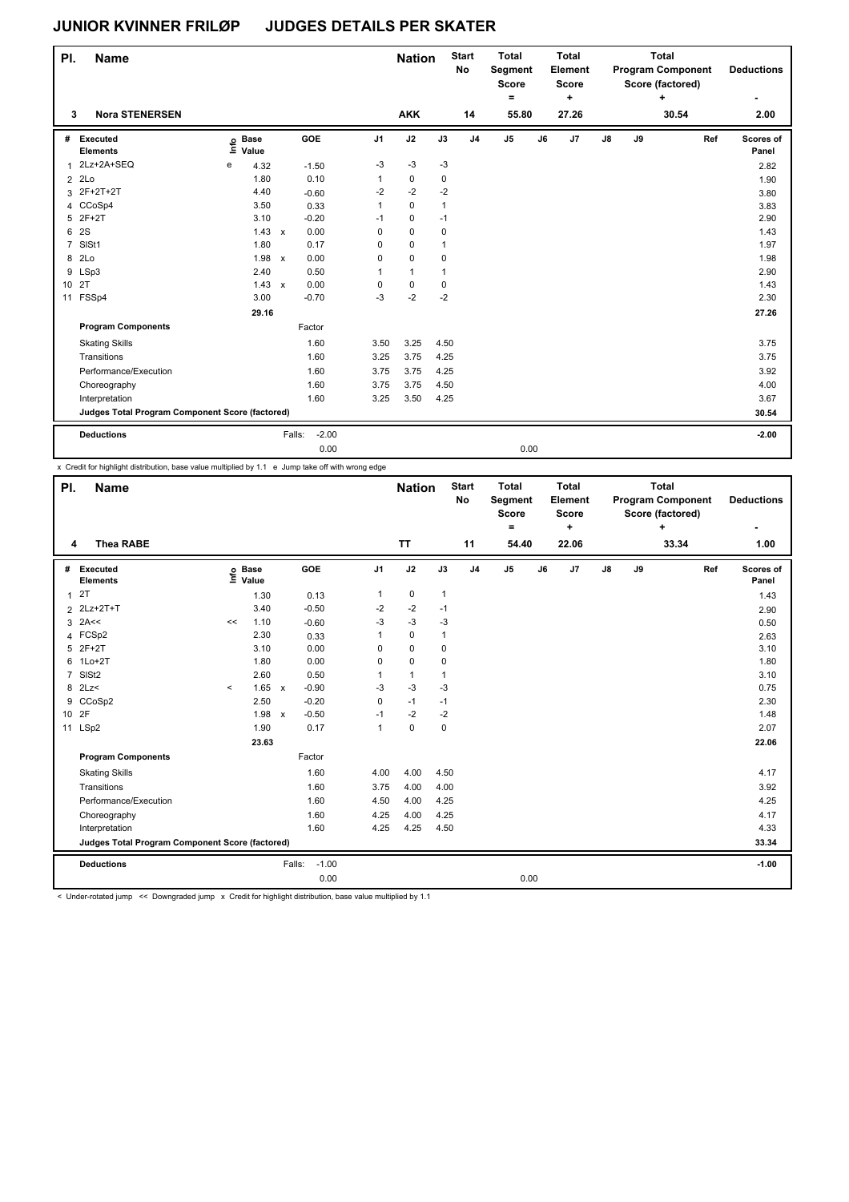## JUNIOR KVINNER FRILØP JUDGES DETAILS PER SKATER

| Pl. | Name | Nation | Start No | Total Segment Score = | Total Element Score + | Total Program Component Score (factored) + | Deductions - |
|---|---|---|---|---|---|---|---|
| 3 | Nora STENERSEN | AKK | 14 | 55.80 | 27.26 | 30.54 | 2.00 |

| # | Executed Elements | Info | Base Value | | GOE | J1 | J2 | J3 | J4 | J5 | J6 | J7 | J8 | J9 | Ref | Scores of Panel |
|---|---|---|---|---|---|---|---|---|---|---|---|---|---|---|---|---|
| 1 | 2Lz+2A+SEQ | e | 4.32 | | -1.50 | -3 | -3 | -3 | | | | | | | | 2.82 |
| 2 | 2Lo | | 1.80 | | 0.10 | 1 | 0 | 0 | | | | | | | | 1.90 |
| 3 | 2F+2T+2T | | 4.40 | | -0.60 | -2 | -2 | -2 | | | | | | | | 3.80 |
| 4 | CCoSp4 | | 3.50 | | 0.33 | 1 | 0 | 1 | | | | | | | | 3.83 |
| 5 | 2F+2T | | 3.10 | | -0.20 | -1 | 0 | -1 | | | | | | | | 2.90 |
| 6 | 2S | | 1.43 | x | 0.00 | 0 | 0 | 0 | | | | | | | | 1.43 |
| 7 | SlSt1 | | 1.80 | | 0.17 | 0 | 0 | 1 | | | | | | | | 1.97 |
| 8 | 2Lo | | 1.98 | x | 0.00 | 0 | 0 | 0 | | | | | | | | 1.98 |
| 9 | LSp3 | | 2.40 | | 0.50 | 1 | 1 | 1 | | | | | | | | 2.90 |
| 10 | 2T | | 1.43 | x | 0.00 | 0 | 0 | 0 | | | | | | | | 1.43 |
| 11 | FSSp4 | | 3.00 | | -0.70 | -3 | -2 | -2 | | | | | | | | 2.30 |
| | | | 29.16 | | | | | | | | | | | | | 27.26 |
| | **Program Components** | | | | Factor | | | | | | | | | | | |
| | Skating Skills | | | | 1.60 | 3.50 | 3.25 | 4.50 | | | | | | | | 3.75 |
| | Transitions | | | | 1.60 | 3.25 | 3.75 | 4.25 | | | | | | | | 3.75 |
| | Performance/Execution | | | | 1.60 | 3.75 | 3.75 | 4.25 | | | | | | | | 3.92 |
| | Choreography | | | | 1.60 | 3.75 | 3.75 | 4.50 | | | | | | | | 4.00 |
| | Interpretation | | | | 1.60 | 3.25 | 3.50 | 4.25 | | | | | | | | 3.67 |
| | **Judges Total Program Component Score (factored)** | | | | | | | | | | | | | | | 30.54 |
| | **Deductions** | | | Falls: | -2.00 | | | | | | | | | | | -2.00 |
| | | | | | 0.00 | | | | | 0.00 | | | | | | |

x Credit for highlight distribution, base value multiplied by 1.1 e Jump take off with wrong edge

| Pl. | Name | Nation | Start No | Total Segment Score = | Total Element Score + | Total Program Component Score (factored) + | Deductions - |
|---|---|---|---|---|---|---|---|
| 4 | Thea RABE | TT | 11 | 54.40 | 22.06 | 33.34 | 1.00 |

| # | Executed Elements | Info | Base Value | | GOE | J1 | J2 | J3 | J4 | J5 | J6 | J7 | J8 | J9 | Ref | Scores of Panel |
|---|---|---|---|---|---|---|---|---|---|---|---|---|---|---|---|---|
| 1 | 2T | | 1.30 | | 0.13 | 1 | 0 | 1 | | | | | | | | 1.43 |
| 2 | 2Lz+2T+T | | 3.40 | | -0.50 | -2 | -2 | -1 | | | | | | | | 2.90 |
| 3 | 2A<< | << | 1.10 | | -0.60 | -3 | -3 | -3 | | | | | | | | 0.50 |
| 4 | FCSp2 | | 2.30 | | 0.33 | 1 | 0 | 1 | | | | | | | | 2.63 |
| 5 | 2F+2T | | 3.10 | | 0.00 | 0 | 0 | 0 | | | | | | | | 3.10 |
| 6 | 1Lo+2T | | 1.80 | | 0.00 | 0 | 0 | 0 | | | | | | | | 1.80 |
| 7 | SlSt2 | | 2.60 | | 0.50 | 1 | 1 | 1 | | | | | | | | 3.10 |
| 8 | 2Lz< | < | 1.65 | x | -0.90 | -3 | -3 | -3 | | | | | | | | 0.75 |
| 9 | CCoSp2 | | 2.50 | | -0.20 | 0 | -1 | -1 | | | | | | | | 2.30 |
| 10 | 2F | | 1.98 | x | -0.50 | -1 | -2 | -2 | | | | | | | | 1.48 |
| 11 | LSp2 | | 1.90 | | 0.17 | 1 | 0 | 0 | | | | | | | | 2.07 |
| | | | 23.63 | | | | | | | | | | | | | 22.06 |
| | **Program Components** | | | | Factor | | | | | | | | | | | |
| | Skating Skills | | | | 1.60 | 4.00 | 4.00 | 4.50 | | | | | | | | 4.17 |
| | Transitions | | | | 1.60 | 3.75 | 4.00 | 4.00 | | | | | | | | 3.92 |
| | Performance/Execution | | | | 1.60 | 4.50 | 4.00 | 4.25 | | | | | | | | 4.25 |
| | Choreography | | | | 1.60 | 4.25 | 4.00 | 4.25 | | | | | | | | 4.17 |
| | Interpretation | | | | 1.60 | 4.25 | 4.25 | 4.50 | | | | | | | | 4.33 |
| | **Judges Total Program Component Score (factored)** | | | | | | | | | | | | | | | 33.34 |
| | **Deductions** | | | Falls: | -1.00 | | | | | | | | | | | -1.00 |
| | | | | | 0.00 | | | | | 0.00 | | | | | | |

< Under-rotated jump << Downgraded jump x Credit for highlight distribution, base value multiplied by 1.1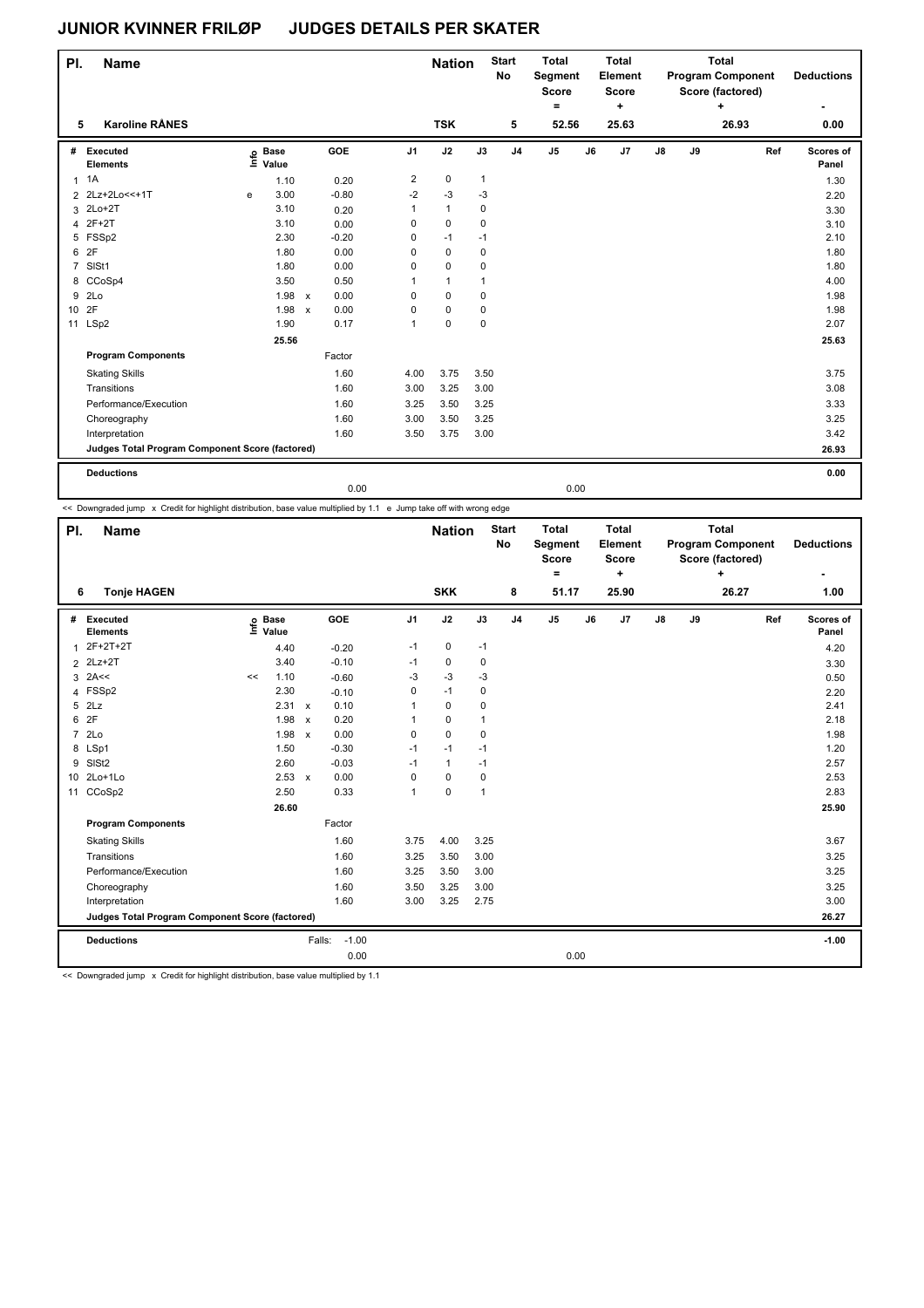# JUNIOR KVINNER FRILØP JUDGES DETAILS PER SKATER

| Pl. | Name | Nation | Start No | Total Segment Score = | Total Element Score + | Total Program Component Score (factored) + | Deductions - |
|---|---|---|---|---|---|---|---|
| 5 | Karoline RÅNES | TSK | 5 | 52.56 | 25.63 | 26.93 | 0.00 |

| # | Executed Elements | Info | Base Value | | GOE | J1 | J2 | J3 | J4 | J5 | J6 | J7 | J8 | J9 | Ref | Scores of Panel |
|---|---|---|---|---|---|---|---|---|---|---|---|---|---|---|---|---|
| 1 | 1A | | 1.10 | | 0.20 | 2 | 0 | 1 | | | | | | | | 1.30 |
| 2 | 2Lz+2Lo<<+1T | e | 3.00 | | -0.80 | -2 | -3 | -3 | | | | | | | | 2.20 |
| 3 | 2Lo+2T | | 3.10 | | 0.20 | 1 | 1 | 0 | | | | | | | | 3.30 |
| 4 | 2F+2T | | 3.10 | | 0.00 | 0 | 0 | 0 | | | | | | | | 3.10 |
| 5 | FSSp2 | | 2.30 | | -0.20 | 0 | -1 | -1 | | | | | | | | 2.10 |
| 6 | 2F | | 1.80 | | 0.00 | 0 | 0 | 0 | | | | | | | | 1.80 |
| 7 | SlSt1 | | 1.80 | | 0.00 | 0 | 0 | 0 | | | | | | | | 1.80 |
| 8 | CCoSp4 | | 3.50 | | 0.50 | 1 | 1 | 1 | | | | | | | | 4.00 |
| 9 | 2Lo | | 1.98 | x | 0.00 | 0 | 0 | 0 | | | | | | | | 1.98 |
| 10 | 2F | | 1.98 | x | 0.00 | 0 | 0 | 0 | | | | | | | | 1.98 |
| 11 | LSp2 | | 1.90 | | 0.17 | 1 | 0 | 0 | | | | | | | | 2.07 |
| | | | 25.56 | | | | | | | | | | | | | 25.63 |
| | **Program Components** | | | | Factor | | | | | | | | | | | |
| | Skating Skills | | | | 1.60 | 4.00 | 3.75 | 3.50 | | | | | | | | 3.75 |
| | Transitions | | | | 1.60 | 3.00 | 3.25 | 3.00 | | | | | | | | 3.08 |
| | Performance/Execution | | | | 1.60 | 3.25 | 3.50 | 3.25 | | | | | | | | 3.33 |
| | Choreography | | | | 1.60 | 3.00 | 3.50 | 3.25 | | | | | | | | 3.25 |
| | Interpretation | | | | 1.60 | 3.50 | 3.75 | 3.00 | | | | | | | | 3.42 |
| | **Judges Total Program Component Score (factored)** | | | | | | | | | | | | | | | 26.93 |
| | **Deductions** | | | | | | | | | | | | | | | 0.00 |
| | | | | | 0.00 | | | | | 0.00 | | | | | | |

<< Downgraded jump x Credit for highlight distribution, base value multiplied by 1.1 e Jump take off with wrong edge

| Pl. | Name | Nation | Start No | Total Segment Score = | Total Element Score + | Total Program Component Score (factored) + | Deductions - |
|---|---|---|---|---|---|---|---|
| 6 | Tonje HAGEN | SKK | 8 | 51.17 | 25.90 | 26.27 | 1.00 |

| # | Executed Elements | Info | Base Value | | GOE | J1 | J2 | J3 | J4 | J5 | J6 | J7 | J8 | J9 | Ref | Scores of Panel |
|---|---|---|---|---|---|---|---|---|---|---|---|---|---|---|---|---|
| 1 | 2F+2T+2T | | 4.40 | | -0.20 | -1 | 0 | -1 | | | | | | | | 4.20 |
| 2 | 2Lz+2T | | 3.40 | | -0.10 | -1 | 0 | 0 | | | | | | | | 3.30 |
| 3 | 2A<< | << | 1.10 | | -0.60 | -3 | -3 | -3 | | | | | | | | 0.50 |
| 4 | FSSp2 | | 2.30 | | -0.10 | 0 | -1 | 0 | | | | | | | | 2.20 |
| 5 | 2Lz | | 2.31 | x | 0.10 | 1 | 0 | 0 | | | | | | | | 2.41 |
| 6 | 2F | | 1.98 | x | 0.20 | 1 | 0 | 1 | | | | | | | | 2.18 |
| 7 | 2Lo | | 1.98 | x | 0.00 | 0 | 0 | 0 | | | | | | | | 1.98 |
| 8 | LSp1 | | 1.50 | | -0.30 | -1 | -1 | -1 | | | | | | | | 1.20 |
| 9 | SlSt2 | | 2.60 | | -0.03 | -1 | 1 | -1 | | | | | | | | 2.57 |
| 10 | 2Lo+1Lo | | 2.53 | x | 0.00 | 0 | 0 | 0 | | | | | | | | 2.53 |
| 11 | CCoSp2 | | 2.50 | | 0.33 | 1 | 0 | 1 | | | | | | | | 2.83 |
| | | | 26.60 | | | | | | | | | | | | | 25.90 |
| | **Program Components** | | | | Factor | | | | | | | | | | | |
| | Skating Skills | | | | 1.60 | 3.75 | 4.00 | 3.25 | | | | | | | | 3.67 |
| | Transitions | | | | 1.60 | 3.25 | 3.50 | 3.00 | | | | | | | | 3.25 |
| | Performance/Execution | | | | 1.60 | 3.25 | 3.50 | 3.00 | | | | | | | | 3.25 |
| | Choreography | | | | 1.60 | 3.50 | 3.25 | 3.00 | | | | | | | | 3.25 |
| | Interpretation | | | | 1.60 | 3.00 | 3.25 | 2.75 | | | | | | | | 3.00 |
| | **Judges Total Program Component Score (factored)** | | | | | | | | | | | | | | | 26.27 |
| | **Deductions** | | | Falls: | -1.00 | | | | | | | | | | | -1.00 |
| | | | | | 0.00 | | | | | 0.00 | | | | | | |

<< Downgraded jump x Credit for highlight distribution, base value multiplied by 1.1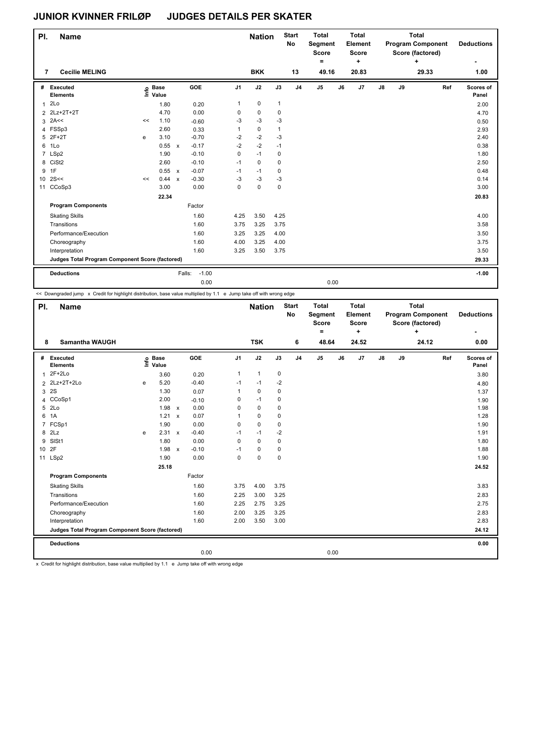# JUNIOR KVINNER FRILØP JUDGES DETAILS PER SKATER

| Pl. | Name | Nation | Start No | Total Segment Score = | Total Element Score + | Total Program Component Score (factored) + | Deductions - |
|---|---|---|---|---|---|---|---|
| 7 | Cecilie MELING | BKK | 13 | 49.16 | 20.83 | 29.33 | 1.00 |

| # | Executed Elements | Info | Base Value | | GOE | J1 | J2 | J3 | J4 | J5 | J6 | J7 | J8 | J9 | Ref | Scores of Panel |
|---|---|---|---|---|---|---|---|---|---|---|---|---|---|---|---|---|
| 1 | 2Lo | | 1.80 | | 0.20 | 1 | 0 | 1 | | | | | | | | 2.00 |
| 2 | 2Lz+2T+2T | | 4.70 | | 0.00 | 0 | 0 | 0 | | | | | | | | 4.70 |
| 3 | 2A<< | << | 1.10 | | -0.60 | -3 | -3 | -3 | | | | | | | | 0.50 |
| 4 | FSSp3 | | 2.60 | | 0.33 | 1 | 0 | 1 | | | | | | | | 2.93 |
| 5 | 2F+2T | e | 3.10 | | -0.70 | -2 | -2 | -3 | | | | | | | | 2.40 |
| 6 | 1Lo | | 0.55 | x | -0.17 | -2 | -2 | -1 | | | | | | | | 0.38 |
| 7 | LSp2 | | 1.90 | | -0.10 | 0 | -1 | 0 | | | | | | | | 1.80 |
| 8 | CiSt2 | | 2.60 | | -0.10 | -1 | 0 | 0 | | | | | | | | 2.50 |
| 9 | 1F | | 0.55 | x | -0.07 | -1 | -1 | 0 | | | | | | | | 0.48 |
| 10 | 2S<< | << | 0.44 | x | -0.30 | -3 | -3 | -3 | | | | | | | | 0.14 |
| 11 | CCoSp3 | | 3.00 | | 0.00 | 0 | 0 | 0 | | | | | | | | 3.00 |
| | | | 22.34 | | | | | | | | | | | | | 20.83 |
| | **Program Components** | | | | Factor | | | | | | | | | | | |
| | Skating Skills | | | | 1.60 | 4.25 | 3.50 | 4.25 | | | | | | | | 4.00 |
| | Transitions | | | | 1.60 | 3.75 | 3.25 | 3.75 | | | | | | | | 3.58 |
| | Performance/Execution | | | | 1.60 | 3.25 | 3.25 | 4.00 | | | | | | | | 3.50 |
| | Choreography | | | | 1.60 | 4.00 | 3.25 | 4.00 | | | | | | | | 3.75 |
| | Interpretation | | | | 1.60 | 3.25 | 3.50 | 3.75 | | | | | | | | 3.50 |
| | **Judges Total Program Component Score (factored)** | | | | | | | | | | | | | | | 29.33 |
| | **Deductions** | | | Falls: | -1.00 | | | | | | | | | | | -1.00 |
| | | | | | 0.00 | | | | | 0.00 | | | | | | |

<< Downgraded jump x Credit for highlight distribution, base value multiplied by 1.1 e Jump take off with wrong edge

| Pl. | Name | Nation | Start No | Total Segment Score = | Total Element Score + | Total Program Component Score (factored) + | Deductions - |
|---|---|---|---|---|---|---|---|
| 8 | Samantha WAUGH | TSK | 6 | 48.64 | 24.52 | 24.12 | 0.00 |

| # | Executed Elements | Info | Base Value | | GOE | J1 | J2 | J3 | J4 | J5 | J6 | J7 | J8 | J9 | Ref | Scores of Panel |
|---|---|---|---|---|---|---|---|---|---|---|---|---|---|---|---|---|
| 1 | 2F+2Lo | | 3.60 | | 0.20 | 1 | 1 | 0 | | | | | | | | 3.80 |
| 2 | 2Lz+2T+2Lo | e | 5.20 | | -0.40 | -1 | -1 | -2 | | | | | | | | 4.80 |
| 3 | 2S | | 1.30 | | 0.07 | 1 | 0 | 0 | | | | | | | | 1.37 |
| 4 | CCoSp1 | | 2.00 | | -0.10 | 0 | -1 | 0 | | | | | | | | 1.90 |
| 5 | 2Lo | | 1.98 | x | 0.00 | 0 | 0 | 0 | | | | | | | | 1.98 |
| 6 | 1A | | 1.21 | x | 0.07 | 1 | 0 | 0 | | | | | | | | 1.28 |
| 7 | FCSp1 | | 1.90 | | 0.00 | 0 | 0 | 0 | | | | | | | | 1.90 |
| 8 | 2Lz | e | 2.31 | x | -0.40 | -1 | -1 | -2 | | | | | | | | 1.91 |
| 9 | SlSt1 | | 1.80 | | 0.00 | 0 | 0 | 0 | | | | | | | | 1.80 |
| 10 | 2F | | 1.98 | x | -0.10 | -1 | 0 | 0 | | | | | | | | 1.88 |
| 11 | LSp2 | | 1.90 | | 0.00 | 0 | 0 | 0 | | | | | | | | 1.90 |
| | | | 25.18 | | | | | | | | | | | | | 24.52 |
| | **Program Components** | | | | Factor | | | | | | | | | | | |
| | Skating Skills | | | | 1.60 | 3.75 | 4.00 | 3.75 | | | | | | | | 3.83 |
| | Transitions | | | | 1.60 | 2.25 | 3.00 | 3.25 | | | | | | | | 2.83 |
| | Performance/Execution | | | | 1.60 | 2.25 | 2.75 | 3.25 | | | | | | | | 2.75 |
| | Choreography | | | | 1.60 | 2.00 | 3.25 | 3.25 | | | | | | | | 2.83 |
| | Interpretation | | | | 1.60 | 2.00 | 3.50 | 3.00 | | | | | | | | 2.83 |
| | **Judges Total Program Component Score (factored)** | | | | | | | | | | | | | | | 24.12 |
| | **Deductions** | | | | | | | | | | | | | | | 0.00 |
| | | | | | 0.00 | | | | | 0.00 | | | | | | |

x Credit for highlight distribution, base value multiplied by 1.1 e Jump take off with wrong edge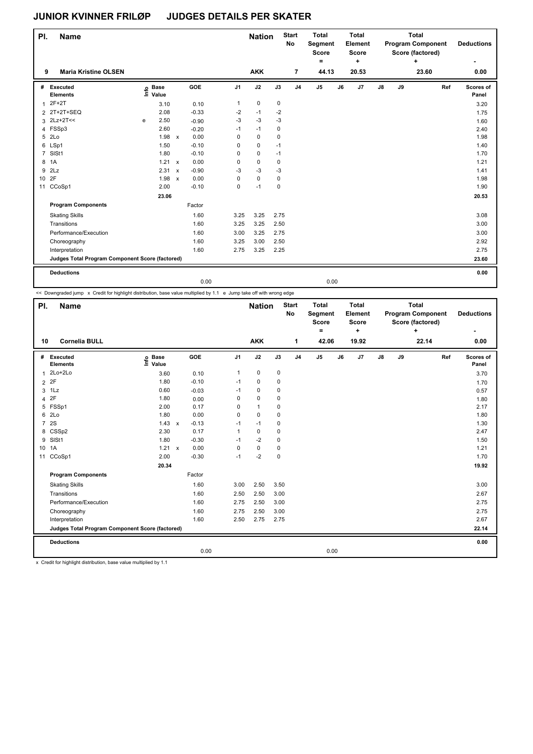# JUNIOR KVINNER FRILØP JUDGES DETAILS PER SKATER

| Pl. | Name | Nation | Start No | Total Segment Score = | Total Element Score + | Total Program Component Score (factored) + | Deductions - |
|---|---|---|---|---|---|---|---|
| 9 | Maria Kristine OLSEN | AKK | 7 | 44.13 | 20.53 | 23.60 | 0.00 |

| # | Executed Elements | Info | Base Value | | GOE | J1 | J2 | J3 | J4 | J5 | J6 | J7 | J8 | J9 | Ref | Scores of Panel |
|---|---|---|---|---|---|---|---|---|---|---|---|---|---|---|---|---|
| 1 | 2F+2T | | 3.10 | | 0.10 | 1 | 0 | 0 | | | | | | | | 3.20 |
| 2 | 2T+2T+SEQ | | 2.08 | | -0.33 | -2 | -1 | -2 | | | | | | | | 1.75 |
| 3 | 2Lz+2T<< | e | 2.50 | | -0.90 | -3 | -3 | -3 | | | | | | | | 1.60 |
| 4 | FSSp3 | | 2.60 | | -0.20 | -1 | -1 | 0 | | | | | | | | 2.40 |
| 5 | 2Lo | | 1.98 | x | 0.00 | 0 | 0 | 0 | | | | | | | | 1.98 |
| 6 | LSp1 | | 1.50 | | -0.10 | 0 | 0 | -1 | | | | | | | | 1.40 |
| 7 | SlSt1 | | 1.80 | | -0.10 | 0 | 0 | -1 | | | | | | | | 1.70 |
| 8 | 1A | | 1.21 | x | 0.00 | 0 | 0 | 0 | | | | | | | | 1.21 |
| 9 | 2Lz | | 2.31 | x | -0.90 | -3 | -3 | -3 | | | | | | | | 1.41 |
| 10 | 2F | | 1.98 | x | 0.00 | 0 | 0 | 0 | | | | | | | | 1.98 |
| 11 | CCoSp1 | | 2.00 | | -0.10 | 0 | -1 | 0 | | | | | | | | 1.90 |
| | | | 23.06 | | | | | | | | | | | | | 20.53 |
| | **Program Components** | | | | Factor | | | | | | | | | | | |
| | Skating Skills | | | | 1.60 | 3.25 | 3.25 | 2.75 | | | | | | | | 3.08 |
| | Transitions | | | | 1.60 | 3.25 | 3.25 | 2.50 | | | | | | | | 3.00 |
| | Performance/Execution | | | | 1.60 | 3.00 | 3.25 | 2.75 | | | | | | | | 3.00 |
| | Choreography | | | | 1.60 | 3.25 | 3.00 | 2.50 | | | | | | | | 2.92 |
| | Interpretation | | | | 1.60 | 2.75 | 3.25 | 2.25 | | | | | | | | 2.75 |
| | **Judges Total Program Component Score (factored)** | | | | | | | | | | | | | | | 23.60 |
| | **Deductions** | | | | 0.00 | | | | | 0.00 | | | | | | 0.00 |

<< Downgraded jump x Credit for highlight distribution, base value multiplied by 1.1 e Jump take off with wrong edge

| Pl. | Name | Nation | Start No | Total Segment Score = | Total Element Score + | Total Program Component Score (factored) + | Deductions - |
|---|---|---|---|---|---|---|---|
| 10 | Cornelia BULL | AKK | 1 | 42.06 | 19.92 | 22.14 | 0.00 |

| # | Executed Elements | Info | Base Value | | GOE | J1 | J2 | J3 | J4 | J5 | J6 | J7 | J8 | J9 | Ref | Scores of Panel |
|---|---|---|---|---|---|---|---|---|---|---|---|---|---|---|---|---|
| 1 | 2Lo+2Lo | | 3.60 | | 0.10 | 1 | 0 | 0 | | | | | | | | 3.70 |
| 2 | 2F | | 1.80 | | -0.10 | -1 | 0 | 0 | | | | | | | | 1.70 |
| 3 | 1Lz | | 0.60 | | -0.03 | -1 | 0 | 0 | | | | | | | | 0.57 |
| 4 | 2F | | 1.80 | | 0.00 | 0 | 0 | 0 | | | | | | | | 1.80 |
| 5 | FSSp1 | | 2.00 | | 0.17 | 0 | 1 | 0 | | | | | | | | 2.17 |
| 6 | 2Lo | | 1.80 | | 0.00 | 0 | 0 | 0 | | | | | | | | 1.80 |
| 7 | 2S | | 1.43 | x | -0.13 | -1 | -1 | 0 | | | | | | | | 1.30 |
| 8 | CSSp2 | | 2.30 | | 0.17 | 1 | 0 | 0 | | | | | | | | 2.47 |
| 9 | SlSt1 | | 1.80 | | -0.30 | -1 | -2 | 0 | | | | | | | | 1.50 |
| 10 | 1A | | 1.21 | x | 0.00 | 0 | 0 | 0 | | | | | | | | 1.21 |
| 11 | CCoSp1 | | 2.00 | | -0.30 | -1 | -2 | 0 | | | | | | | | 1.70 |
| | | | 20.34 | | | | | | | | | | | | | 19.92 |
| | **Program Components** | | | | Factor | | | | | | | | | | | |
| | Skating Skills | | | | 1.60 | 3.00 | 2.50 | 3.50 | | | | | | | | 3.00 |
| | Transitions | | | | 1.60 | 2.50 | 2.50 | 3.00 | | | | | | | | 2.67 |
| | Performance/Execution | | | | 1.60 | 2.75 | 2.50 | 3.00 | | | | | | | | 2.75 |
| | Choreography | | | | 1.60 | 2.75 | 2.50 | 3.00 | | | | | | | | 2.75 |
| | Interpretation | | | | 1.60 | 2.50 | 2.75 | 2.75 | | | | | | | | 2.67 |
| | **Judges Total Program Component Score (factored)** | | | | | | | | | | | | | | | 22.14 |
| | **Deductions** | | | | 0.00 | | | | | 0.00 | | | | | | 0.00 |

x Credit for highlight distribution, base value multiplied by 1.1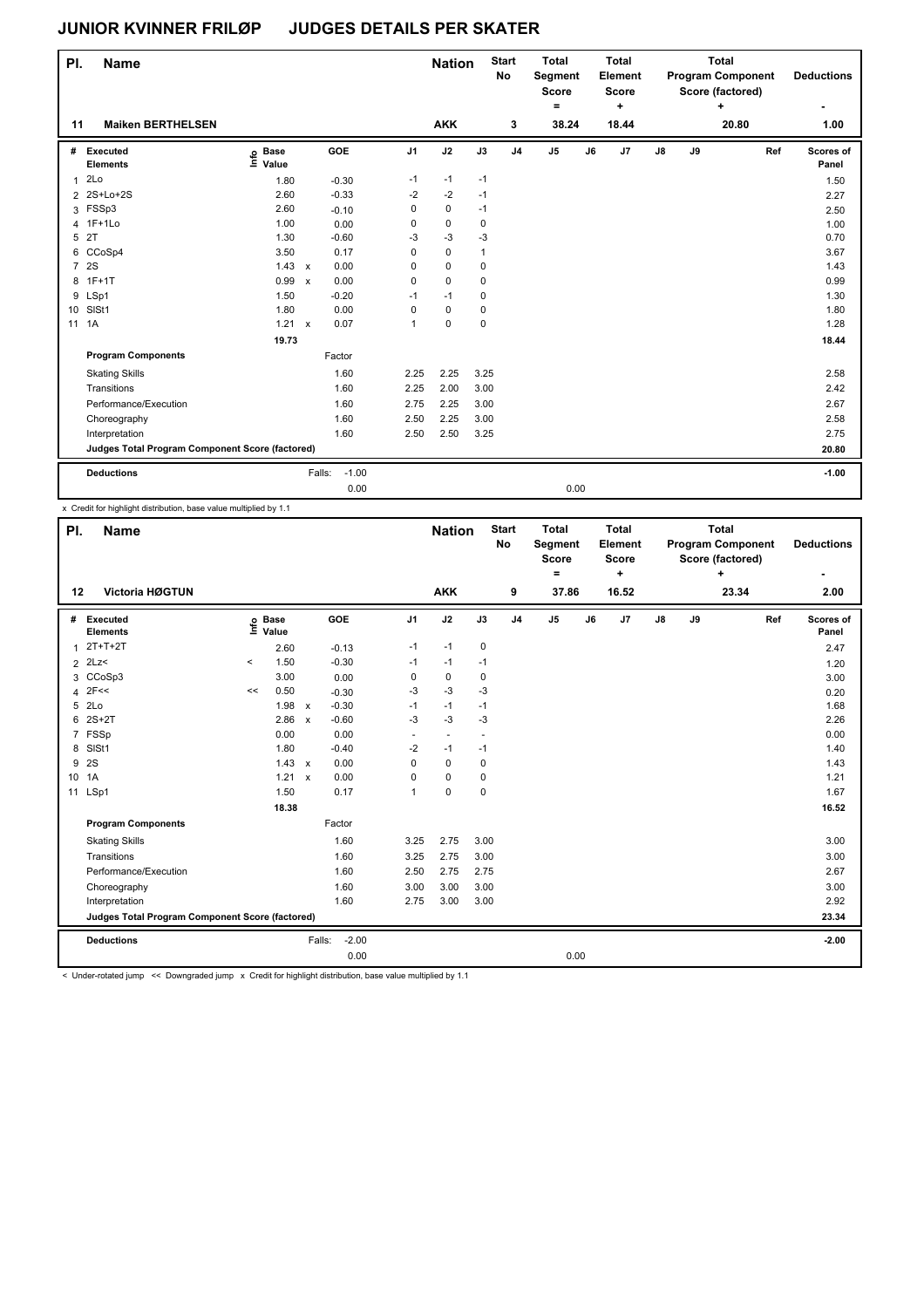# JUNIOR KVINNER FRILØP JUDGES DETAILS PER SKATER

| Pl. | Name | Nation | Start No | Total Segment Score = | Total Element Score + | Total Program Component Score (factored) + | Deductions - |
|---|---|---|---|---|---|---|---|
| 11 | Maiken BERTHELSEN | AKK | 3 | 38.24 | 18.44 | 20.80 | 1.00 |

| # | Executed Elements | Info | Base Value | | GOE | J1 | J2 | J3 | J4 | J5 | J6 | J7 | J8 | J9 | Ref | Scores of Panel |
|---|---|---|---|---|---|---|---|---|---|---|---|---|---|---|---|---|
| 1 | 2Lo | | 1.80 | | -0.30 | -1 | -1 | -1 | | | | | | | | 1.50 |
| 2 | 2S+Lo+2S | | 2.60 | | -0.33 | -2 | -2 | -1 | | | | | | | | 2.27 |
| 3 | FSSp3 | | 2.60 | | -0.10 | 0 | 0 | -1 | | | | | | | | 2.50 |
| 4 | 1F+1Lo | | 1.00 | | 0.00 | 0 | 0 | 0 | | | | | | | | 1.00 |
| 5 | 2T | | 1.30 | | -0.60 | -3 | -3 | -3 | | | | | | | | 0.70 |
| 6 | CCoSp4 | | 3.50 | | 0.17 | 0 | 0 | 1 | | | | | | | | 3.67 |
| 7 | 2S | | 1.43 | x | 0.00 | 0 | 0 | 0 | | | | | | | | 1.43 |
| 8 | 1F+1T | | 0.99 | x | 0.00 | 0 | 0 | 0 | | | | | | | | 0.99 |
| 9 | LSp1 | | 1.50 | | -0.20 | -1 | -1 | 0 | | | | | | | | 1.30 |
| 10 | SlSt1 | | 1.80 | | 0.00 | 0 | 0 | 0 | | | | | | | | 1.80 |
| 11 | 1A | | 1.21 | x | 0.07 | 1 | 0 | 0 | | | | | | | | 1.28 |
| | | | 19.73 | | | | | | | | | | | | | 18.44 |
| | **Program Components** | | | | Factor | | | | | | | | | | | |
| | Skating Skills | | | | 1.60 | 2.25 | 2.25 | 3.25 | | | | | | | | 2.58 |
| | Transitions | | | | 1.60 | 2.25 | 2.00 | 3.00 | | | | | | | | 2.42 |
| | Performance/Execution | | | | 1.60 | 2.75 | 2.25 | 3.00 | | | | | | | | 2.67 |
| | Choreography | | | | 1.60 | 2.50 | 2.25 | 3.00 | | | | | | | | 2.58 |
| | Interpretation | | | | 1.60 | 2.50 | 2.50 | 3.25 | | | | | | | | 2.75 |
| | **Judges Total Program Component Score (factored)** | | | | | | | | | | | | | | | 20.80 |
| | **Deductions** | | | Falls: | -1.00 | | | | | | | | | | | -1.00 |
| | | | | | 0.00 | | | | | 0.00 | | | | | | |

x Credit for highlight distribution, base value multiplied by 1.1

| Pl. | Name | Nation | Start No | Total Segment Score = | Total Element Score + | Total Program Component Score (factored) + | Deductions - |
|---|---|---|---|---|---|---|---|
| 12 | Victoria HØGTUN | AKK | 9 | 37.86 | 16.52 | 23.34 | 2.00 |

| # | Executed Elements | Info | Base Value | | GOE | J1 | J2 | J3 | J4 | J5 | J6 | J7 | J8 | J9 | Ref | Scores of Panel |
|---|---|---|---|---|---|---|---|---|---|---|---|---|---|---|---|---|
| 1 | 2T+T+2T | | 2.60 | | -0.13 | -1 | -1 | 0 | | | | | | | | 2.47 |
| 2 | 2Lz< | < | 1.50 | | -0.30 | -1 | -1 | -1 | | | | | | | | 1.20 |
| 3 | CCoSp3 | | 3.00 | | 0.00 | 0 | 0 | 0 | | | | | | | | 3.00 |
| 4 | 2F<< | << | 0.50 | | -0.30 | -3 | -3 | -3 | | | | | | | | 0.20 |
| 5 | 2Lo | | 1.98 | x | -0.30 | -1 | -1 | -1 | | | | | | | | 1.68 |
| 6 | 2S+2T | | 2.86 | x | -0.60 | -3 | -3 | -3 | | | | | | | | 2.26 |
| 7 | FSSp | | 0.00 | | 0.00 | - | - | - | | | | | | | | 0.00 |
| 8 | SlSt1 | | 1.80 | | -0.40 | -2 | -1 | -1 | | | | | | | | 1.40 |
| 9 | 2S | | 1.43 | x | 0.00 | 0 | 0 | 0 | | | | | | | | 1.43 |
| 10 | 1A | | 1.21 | x | 0.00 | 0 | 0 | 0 | | | | | | | | 1.21 |
| 11 | LSp1 | | 1.50 | | 0.17 | 1 | 0 | 0 | | | | | | | | 1.67 |
| | | | 18.38 | | | | | | | | | | | | | 16.52 |
| | **Program Components** | | | | Factor | | | | | | | | | | | |
| | Skating Skills | | | | 1.60 | 3.25 | 2.75 | 3.00 | | | | | | | | 3.00 |
| | Transitions | | | | 1.60 | 3.25 | 2.75 | 3.00 | | | | | | | | 3.00 |
| | Performance/Execution | | | | 1.60 | 2.50 | 2.75 | 2.75 | | | | | | | | 2.67 |
| | Choreography | | | | 1.60 | 3.00 | 3.00 | 3.00 | | | | | | | | 3.00 |
| | Interpretation | | | | 1.60 | 2.75 | 3.00 | 3.00 | | | | | | | | 2.92 |
| | **Judges Total Program Component Score (factored)** | | | | | | | | | | | | | | | 23.34 |
| | **Deductions** | | | Falls: | -2.00 | | | | | | | | | | | -2.00 |
| | | | | | 0.00 | | | | | 0.00 | | | | | | |

< Under-rotated jump << Downgraded jump x Credit for highlight distribution, base value multiplied by 1.1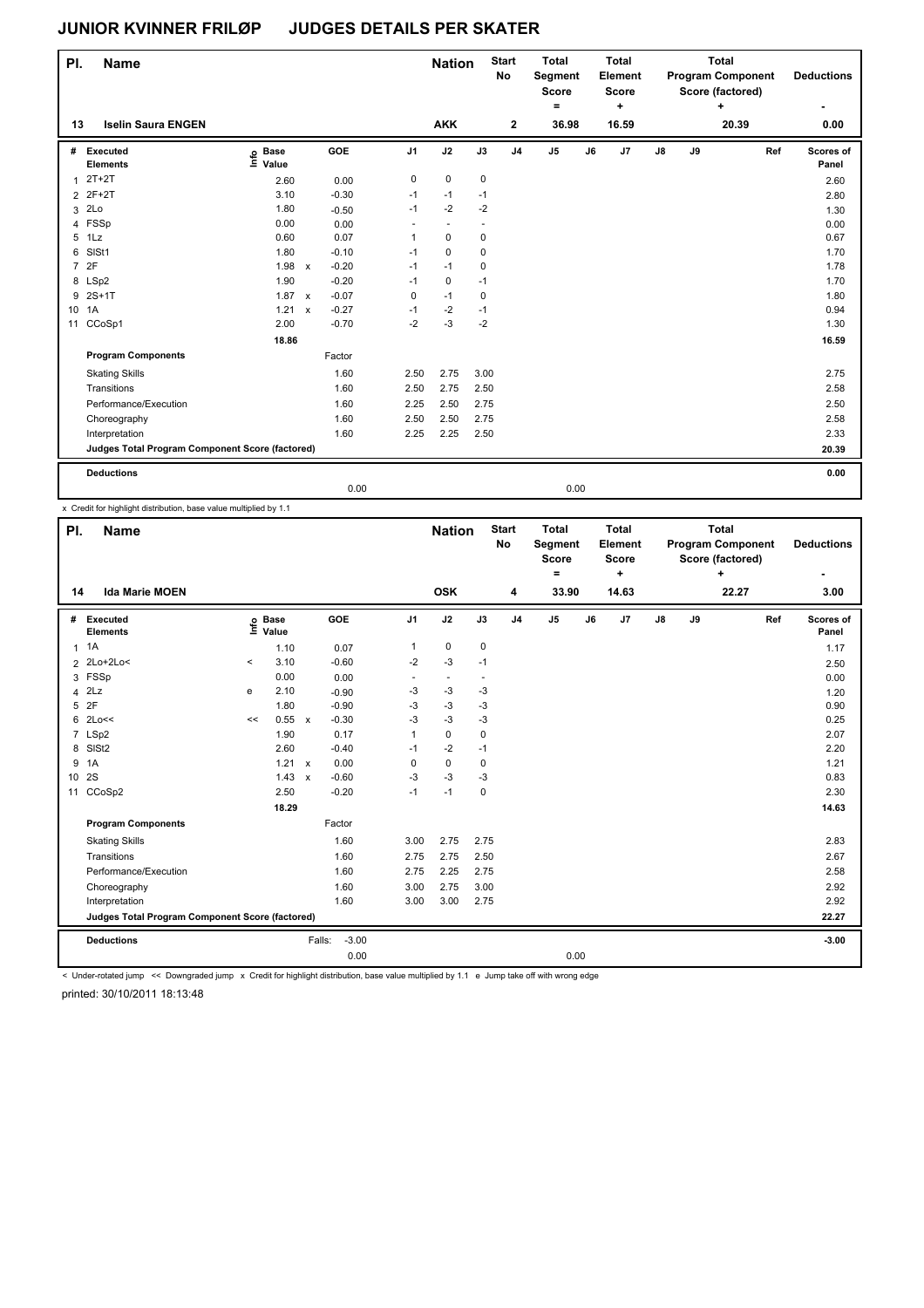# JUNIOR KVINNER FRILØP JUDGES DETAILS PER SKATER

| Pl. | Name | Nation | Start No | Total Segment Score = | Total Element Score + | Total Program Component Score (factored) + | Deductions - |
|---|---|---|---|---|---|---|---|
| 13 | Iselin Saura ENGEN | AKK | 2 | 36.98 | 16.59 | 20.39 | 0.00 |

| # | Executed Elements | Info | Base Value | | GOE | J1 | J2 | J3 | J4 | J5 | J6 | J7 | J8 | J9 | Ref | Scores of Panel |
|---|---|---|---|---|---|---|---|---|---|---|---|---|---|---|---|---|
| 1 | 2T+2T | | 2.60 | | 0.00 | 0 | 0 | 0 | | | | | | | | 2.60 |
| 2 | 2F+2T | | 3.10 | | -0.30 | -1 | -1 | -1 | | | | | | | | 2.80 |
| 3 | 2Lo | | 1.80 | | -0.50 | -1 | -2 | -2 | | | | | | | | 1.30 |
| 4 | FSSp | | 0.00 | | 0.00 | - | - | - | | | | | | | | 0.00 |
| 5 | 1Lz | | 0.60 | | 0.07 | 1 | 0 | 0 | | | | | | | | 0.67 |
| 6 | SlSt1 | | 1.80 | | -0.10 | -1 | 0 | 0 | | | | | | | | 1.70 |
| 7 | 2F | | 1.98 | x | -0.20 | -1 | -1 | 0 | | | | | | | | 1.78 |
| 8 | LSp2 | | 1.90 | | -0.20 | -1 | 0 | -1 | | | | | | | | 1.70 |
| 9 | 2S+1T | | 1.87 | x | -0.07 | 0 | -1 | 0 | | | | | | | | 1.80 |
| 10 | 1A | | 1.21 | x | -0.27 | -1 | -2 | -1 | | | | | | | | 0.94 |
| 11 | CCoSp1 | | 2.00 | | -0.70 | -2 | -3 | -2 | | | | | | | | 1.30 |
| | | | 18.86 | | | | | | | | | | | | | 16.59 |
| | **Program Components** | | | | Factor | | | | | | | | | | | |
| | Skating Skills | | | | 1.60 | 2.50 | 2.75 | 3.00 | | | | | | | | 2.75 |
| | Transitions | | | | 1.60 | 2.50 | 2.75 | 2.50 | | | | | | | | 2.58 |
| | Performance/Execution | | | | 1.60 | 2.25 | 2.50 | 2.75 | | | | | | | | 2.50 |
| | Choreography | | | | 1.60 | 2.50 | 2.50 | 2.75 | | | | | | | | 2.58 |
| | Interpretation | | | | 1.60 | 2.25 | 2.25 | 2.50 | | | | | | | | 2.33 |
| | **Judges Total Program Component Score (factored)** | | | | | | | | | | | | | | | 20.39 |
| | **Deductions** | | | | | | | | | | | | | | | 0.00 |
| | | | | | 0.00 | | | | | 0.00 | | | | | | |

x Credit for highlight distribution, base value multiplied by 1.1

| Pl. | Name | Nation | Start No | Total Segment Score = | Total Element Score + | Total Program Component Score (factored) + | Deductions - |
|---|---|---|---|---|---|---|---|
| 14 | Ida Marie MOEN | OSK | 4 | 33.90 | 14.63 | 22.27 | 3.00 |

| # | Executed Elements | Info | Base Value | | GOE | J1 | J2 | J3 | J4 | J5 | J6 | J7 | J8 | J9 | Ref | Scores of Panel |
|---|---|---|---|---|---|---|---|---|---|---|---|---|---|---|---|---|
| 1 | 1A | | 1.10 | | 0.07 | 1 | 0 | 0 | | | | | | | | 1.17 |
| 2 | 2Lo+2Lo< | < | 3.10 | | -0.60 | -2 | -3 | -1 | | | | | | | | 2.50 |
| 3 | FSSp | | 0.00 | | 0.00 | - | - | - | | | | | | | | 0.00 |
| 4 | 2Lz | e | 2.10 | | -0.90 | -3 | -3 | -3 | | | | | | | | 1.20 |
| 5 | 2F | | 1.80 | | -0.90 | -3 | -3 | -3 | | | | | | | | 0.90 |
| 6 | 2Lo<< | << | 0.55 | x | -0.30 | -3 | -3 | -3 | | | | | | | | 0.25 |
| 7 | LSp2 | | 1.90 | | 0.17 | 1 | 0 | 0 | | | | | | | | 2.07 |
| 8 | SlSt2 | | 2.60 | | -0.40 | -1 | -2 | -1 | | | | | | | | 2.20 |
| 9 | 1A | | 1.21 | x | 0.00 | 0 | 0 | 0 | | | | | | | | 1.21 |
| 10 | 2S | | 1.43 | x | -0.60 | -3 | -3 | -3 | | | | | | | | 0.83 |
| 11 | CCoSp2 | | 2.50 | | -0.20 | -1 | -1 | 0 | | | | | | | | 2.30 |
| | | | 18.29 | | | | | | | | | | | | | 14.63 |
| | **Program Components** | | | | Factor | | | | | | | | | | | |
| | Skating Skills | | | | 1.60 | 3.00 | 2.75 | 2.75 | | | | | | | | 2.83 |
| | Transitions | | | | 1.60 | 2.75 | 2.75 | 2.50 | | | | | | | | 2.67 |
| | Performance/Execution | | | | 1.60 | 2.75 | 2.25 | 2.75 | | | | | | | | 2.58 |
| | Choreography | | | | 1.60 | 3.00 | 2.75 | 3.00 | | | | | | | | 2.92 |
| | Interpretation | | | | 1.60 | 3.00 | 3.00 | 2.75 | | | | | | | | 2.92 |
| | **Judges Total Program Component Score (factored)** | | | | | | | | | | | | | | | 22.27 |
| | **Deductions** | | | Falls: | -3.00 | | | | | | | | | | | -3.00 |
| | | | | | 0.00 | | | | | 0.00 | | | | | | |

< Under-rotated jump << Downgraded jump x Credit for highlight distribution, base value multiplied by 1.1 e Jump take off with wrong edge

printed: 30/10/2011 18:13:48